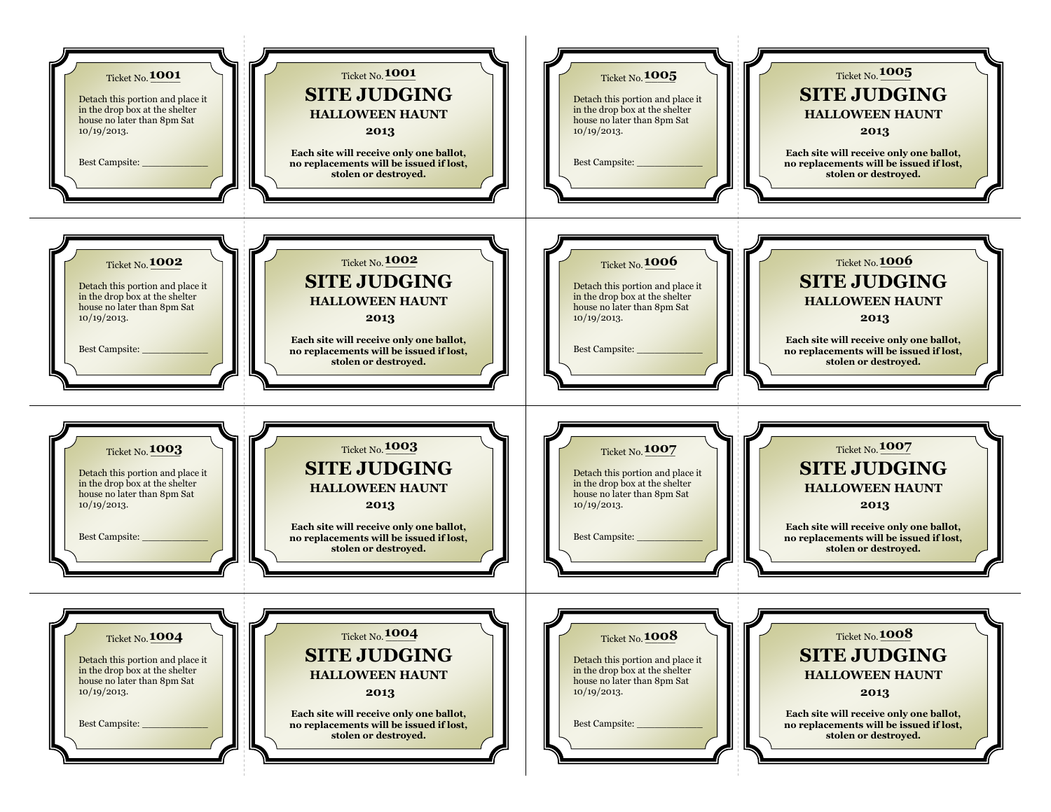Ticket No. **1001**

Detach this portion and place it in the drop box at the shelter house no later than 8pm Sat 10/19/2013.

Best Campsite: ____________

Ticket No. **1001**

## SITE JUDGING

### HALLOWEEN HAUNT

### 2013

**Each site will receive only one ballot, no replacements will be issued if lost, stolen or destroyed.**

---

Ticket No. **1002**

Detach this portion and place it in the drop box at the shelter house no later than 8pm Sat 10/19/2013.

Best Campsite: ____________

Ticket No. **1002**

## SITE JUDGING

### HALLOWEEN HAUNT

### 2013

**Each site will receive only one ballot, no replacements will be issued if lost, stolen or destroyed.**

---

Ticket No. **1003**

Detach this portion and place it in the drop box at the shelter house no later than 8pm Sat 10/19/2013.

Best Campsite: ____________

Ticket No. **1003**

## SITE JUDGING

### HALLOWEEN HAUNT

### 2013

**Each site will receive only one ballot, no replacements will be issued if lost, stolen or destroyed.**

---

Ticket No. **1004**

Detach this portion and place it in the drop box at the shelter house no later than 8pm Sat 10/19/2013.

Best Campsite: ____________

Ticket No. **1004**

## SITE JUDGING

### HALLOWEEN HAUNT

### 2013

**Each site will receive only one ballot, no replacements will be issued if lost, stolen or destroyed.**

---

Ticket No. **1005**

Detach this portion and place it in the drop box at the shelter house no later than 8pm Sat 10/19/2013.

Best Campsite: ____________

Ticket No. **1005**

## SITE JUDGING

### HALLOWEEN HAUNT

### 2013

**Each site will receive only one ballot, no replacements will be issued if lost, stolen or destroyed.**

---

Ticket No. **1006**

Detach this portion and place it in the drop box at the shelter house no later than 8pm Sat 10/19/2013.

Best Campsite: ____________

Ticket No. **1006**

## SITE JUDGING

### HALLOWEEN HAUNT

### 2013

**Each site will receive only one ballot, no replacements will be issued if lost, stolen or destroyed.**

---

Ticket No. **1007**

Detach this portion and place it in the drop box at the shelter house no later than 8pm Sat 10/19/2013.

Best Campsite: ____________

Ticket No. **1007**

## SITE JUDGING

### HALLOWEEN HAUNT

### 2013

**Each site will receive only one ballot, no replacements will be issued if lost, stolen or destroyed.**

---

Ticket No. **1008**

Detach this portion and place it in the drop box at the shelter house no later than 8pm Sat 10/19/2013.

Best Campsite: ____________

Ticket No. **1008**

## SITE JUDGING

### HALLOWEEN HAUNT

### 2013

**Each site will receive only one ballot, no replacements will be issued if lost, stolen or destroyed.**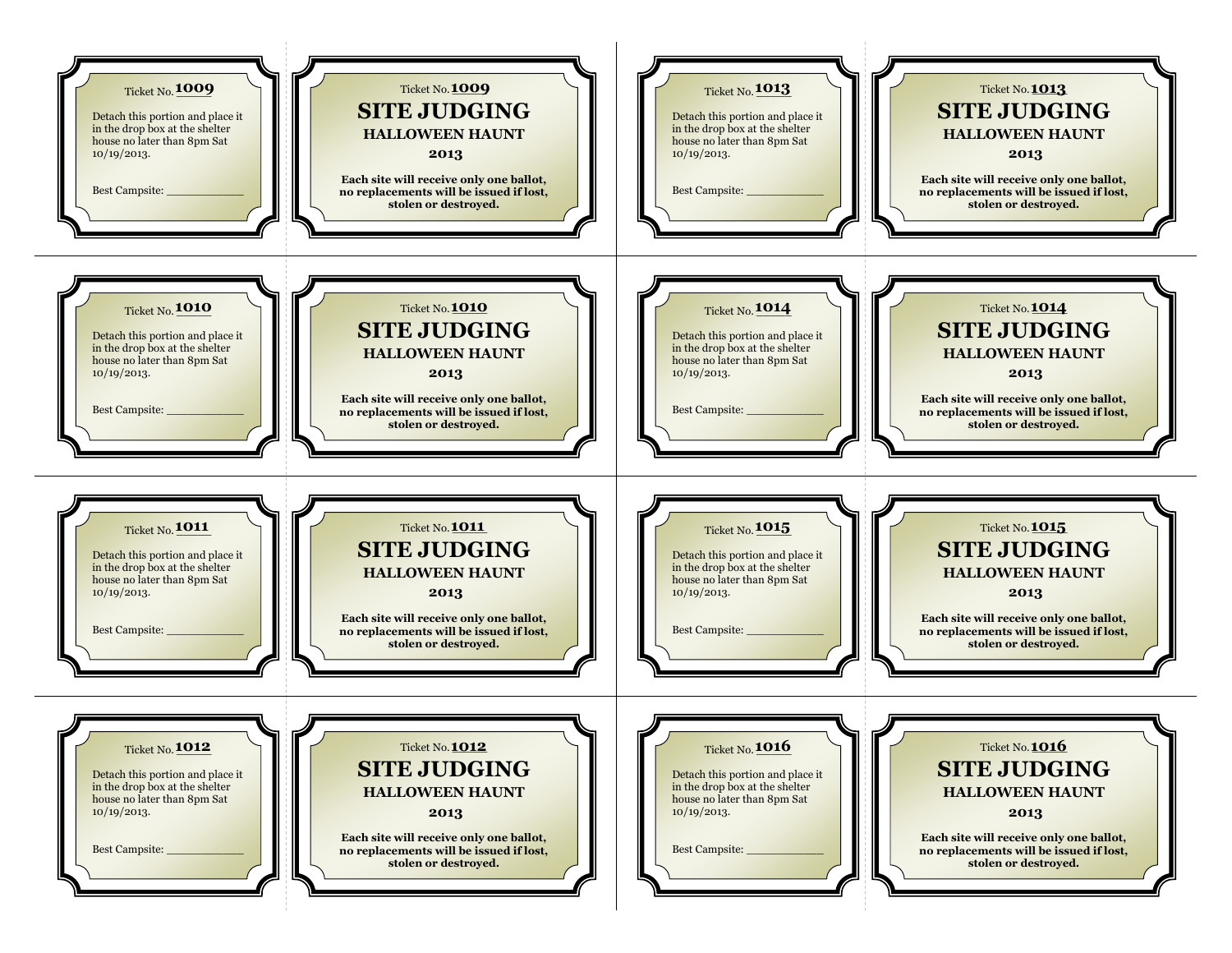Ticket No. 1009

Detach this portion and place it in the drop box at the shelter house no later than 8pm Sat 10/19/2013.

Best Campsite: ____________

Ticket No. 1009

## SITE JUDGING

### HALLOWEEN HAUNT

### 2013

**Each site will receive only one ballot, no replacements will be issued if lost, stolen or destroyed.**

---

Ticket No. 1010

Detach this portion and place it in the drop box at the shelter house no later than 8pm Sat 10/19/2013.

Best Campsite: ____________

Ticket No. 1010

## SITE JUDGING

### HALLOWEEN HAUNT

### 2013

**Each site will receive only one ballot, no replacements will be issued if lost, stolen or destroyed.**

---

Ticket No. 1011

Detach this portion and place it in the drop box at the shelter house no later than 8pm Sat 10/19/2013.

Best Campsite: ____________

Ticket No. 1011

## SITE JUDGING

### HALLOWEEN HAUNT

### 2013

**Each site will receive only one ballot, no replacements will be issued if lost, stolen or destroyed.**

---

Ticket No. 1012

Detach this portion and place it in the drop box at the shelter house no later than 8pm Sat 10/19/2013.

Best Campsite: ____________

Ticket No. 1012

## SITE JUDGING

### HALLOWEEN HAUNT

### 2013

**Each site will receive only one ballot, no replacements will be issued if lost, stolen or destroyed.**

---

Ticket No. 1013

Detach this portion and place it in the drop box at the shelter house no later than 8pm Sat 10/19/2013.

Best Campsite: ____________

Ticket No. 1013

## SITE JUDGING

### HALLOWEEN HAUNT

### 2013

**Each site will receive only one ballot, no replacements will be issued if lost, stolen or destroyed.**

---

Ticket No. 1014

Detach this portion and place it in the drop box at the shelter house no later than 8pm Sat 10/19/2013.

Best Campsite: ____________

Ticket No. 1014

## SITE JUDGING

### HALLOWEEN HAUNT

### 2013

**Each site will receive only one ballot, no replacements will be issued if lost, stolen or destroyed.**

---

Ticket No. 1015

Detach this portion and place it in the drop box at the shelter house no later than 8pm Sat 10/19/2013.

Best Campsite: ____________

Ticket No. 1015

## SITE JUDGING

### HALLOWEEN HAUNT

### 2013

**Each site will receive only one ballot, no replacements will be issued if lost, stolen or destroyed.**

---

Ticket No. 1016

Detach this portion and place it in the drop box at the shelter house no later than 8pm Sat 10/19/2013.

Best Campsite: ____________

Ticket No. 1016

## SITE JUDGING

### HALLOWEEN HAUNT

### 2013

**Each site will receive only one ballot, no replacements will be issued if lost, stolen or destroyed.**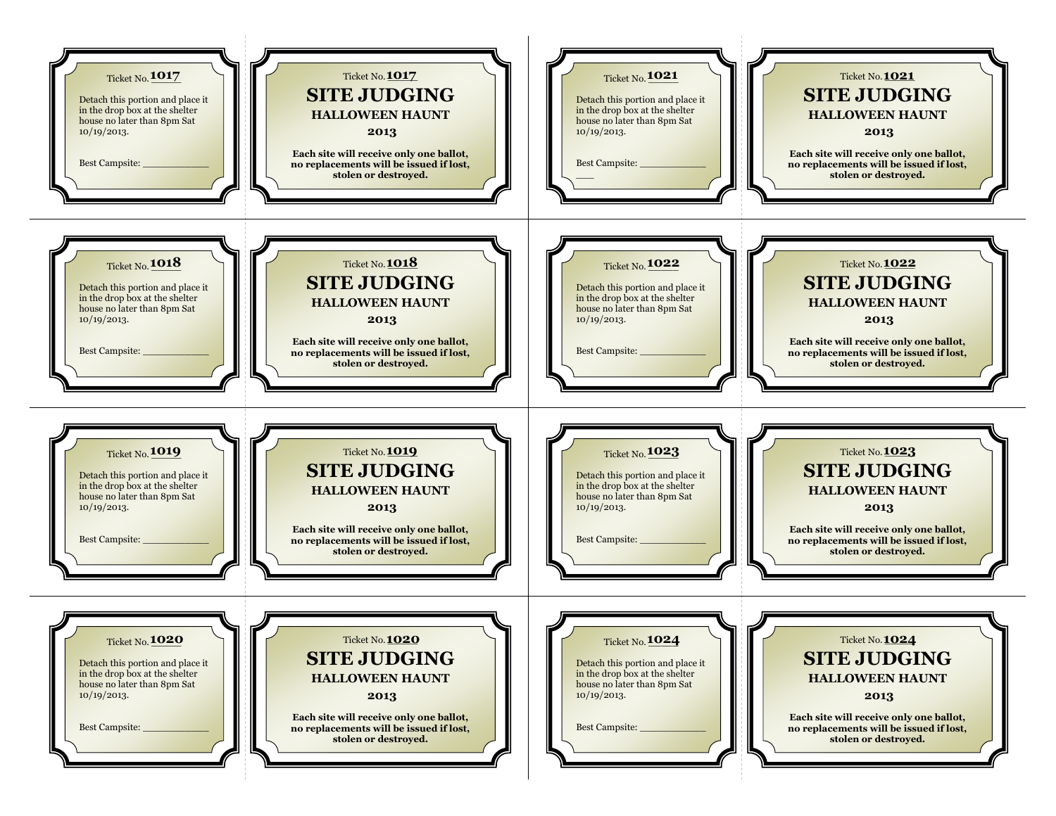Ticket No. **1017**

Detach this portion and place it in the drop box at the shelter house no later than 8pm Sat 10/19/2013.

Best Campsite: ____________

Ticket No. **1017**

**SITE JUDGING**

**HALLOWEEN HAUNT**

**2013**

**Each site will receive only one ballot, no replacements will be issued if lost, stolen or destroyed.**

---

Ticket No. **1018**

Detach this portion and place it in the drop box at the shelter house no later than 8pm Sat 10/19/2013.

Best Campsite: ____________

Ticket No. **1018**

**SITE JUDGING**

**HALLOWEEN HAUNT**

**2013**

**Each site will receive only one ballot, no replacements will be issued if lost, stolen or destroyed.**

---

Ticket No. **1019**

Detach this portion and place it in the drop box at the shelter house no later than 8pm Sat 10/19/2013.

Best Campsite: ____________

Ticket No. **1019**

**SITE JUDGING**

**HALLOWEEN HAUNT**

**2013**

**Each site will receive only one ballot, no replacements will be issued if lost, stolen or destroyed.**

---

Ticket No. **1020**

Detach this portion and place it in the drop box at the shelter house no later than 8pm Sat 10/19/2013.

Best Campsite: ____________

Ticket No. **1020**

**SITE JUDGING**

**HALLOWEEN HAUNT**

**2013**

**Each site will receive only one ballot, no replacements will be issued if lost, stolen or destroyed.**

---

Ticket No. **1021**

Detach this portion and place it in the drop box at the shelter house no later than 8pm Sat 10/19/2013.

Best Campsite: ____________
___

Ticket No. **1021**

**SITE JUDGING**

**HALLOWEEN HAUNT**

**2013**

**Each site will receive only one ballot, no replacements will be issued if lost, stolen or destroyed.**

---

Ticket No. **1022**

Detach this portion and place it in the drop box at the shelter house no later than 8pm Sat 10/19/2013.

Best Campsite: ____________

Ticket No. **1022**

**SITE JUDGING**

**HALLOWEEN HAUNT**

**2013**

**Each site will receive only one ballot, no replacements will be issued if lost, stolen or destroyed.**

---

Ticket No. **1023**

Detach this portion and place it in the drop box at the shelter house no later than 8pm Sat 10/19/2013.

Best Campsite: ____________

Ticket No. **1023**

**SITE JUDGING**

**HALLOWEEN HAUNT**

**2013**

**Each site will receive only one ballot, no replacements will be issued if lost, stolen or destroyed.**

---

Ticket No. **1024**

Detach this portion and place it in the drop box at the shelter house no later than 8pm Sat 10/19/2013.

Best Campsite: ____________

Ticket No. **1024**

**SITE JUDGING**

**HALLOWEEN HAUNT**

**2013**

**Each site will receive only one ballot, no replacements will be issued if lost, stolen or destroyed.**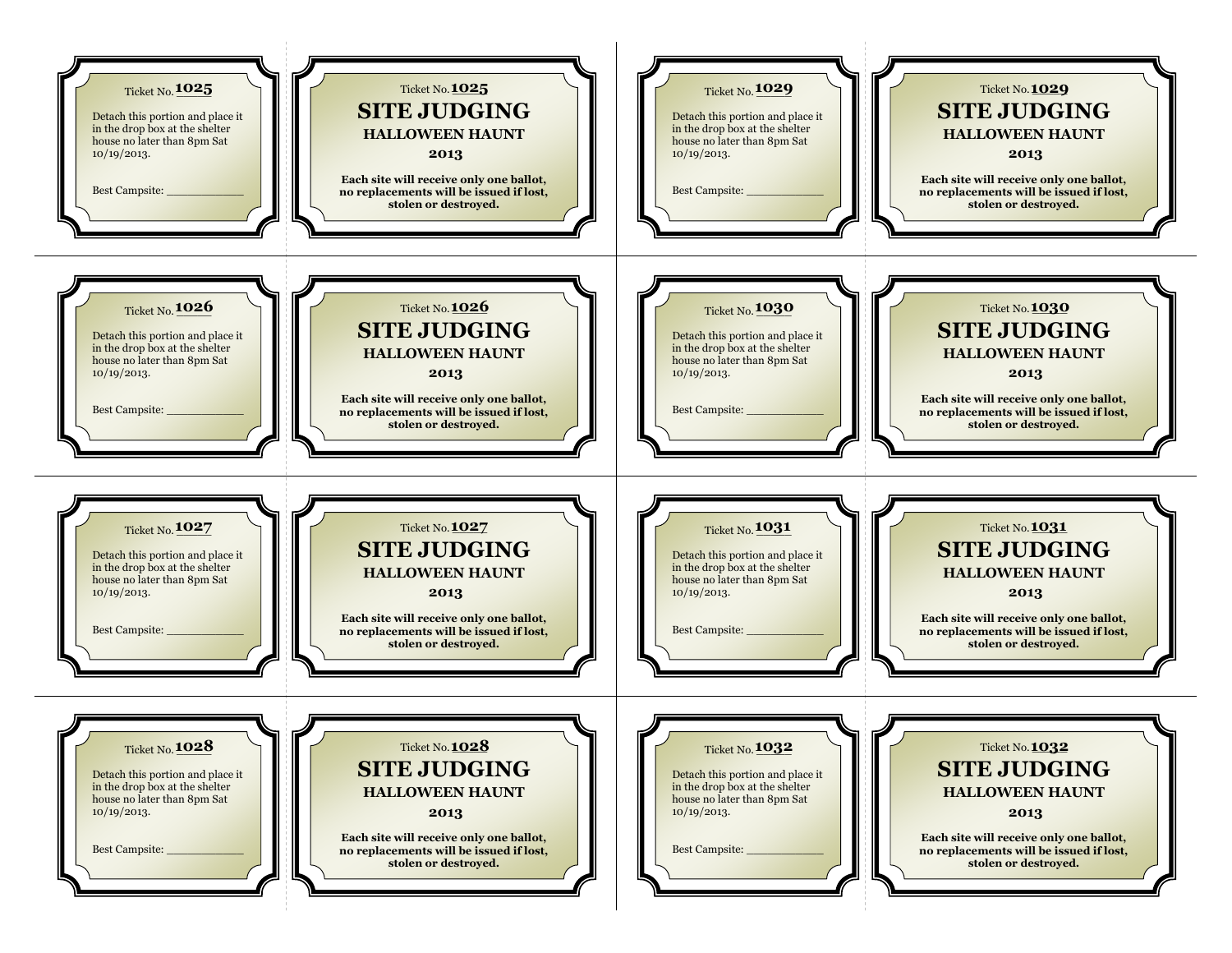Ticket No. **1025**

Detach this portion and place it in the drop box at the shelter house no later than 8pm Sat 10/19/2013.

Best Campsite: ____________

Ticket No. **1025**

**SITE JUDGING**

**HALLOWEEN HAUNT**

**2013**

**Each site will receive only one ballot, no replacements will be issued if lost, stolen or destroyed.**

---

Ticket No. **1026**

Detach this portion and place it in the drop box at the shelter house no later than 8pm Sat 10/19/2013.

Best Campsite: ____________

Ticket No. **1026**

**SITE JUDGING**

**HALLOWEEN HAUNT**

**2013**

**Each site will receive only one ballot, no replacements will be issued if lost, stolen or destroyed.**

---

Ticket No. **1027**

Detach this portion and place it in the drop box at the shelter house no later than 8pm Sat 10/19/2013.

Best Campsite: ____________

Ticket No. **1027**

**SITE JUDGING**

**HALLOWEEN HAUNT**

**2013**

**Each site will receive only one ballot, no replacements will be issued if lost, stolen or destroyed.**

---

Ticket No. **1028**

Detach this portion and place it in the drop box at the shelter house no later than 8pm Sat 10/19/2013.

Best Campsite: ____________

Ticket No. **1028**

**SITE JUDGING**

**HALLOWEEN HAUNT**

**2013**

**Each site will receive only one ballot, no replacements will be issued if lost, stolen or destroyed.**

---

Ticket No. **1029**

Detach this portion and place it in the drop box at the shelter house no later than 8pm Sat 10/19/2013.

Best Campsite: ____________

Ticket No. **1029**

**SITE JUDGING**

**HALLOWEEN HAUNT**

**2013**

**Each site will receive only one ballot, no replacements will be issued if lost, stolen or destroyed.**

---

Ticket No. **1030**

Detach this portion and place it in the drop box at the shelter house no later than 8pm Sat 10/19/2013.

Best Campsite: ____________

Ticket No. **1030**

**SITE JUDGING**

**HALLOWEEN HAUNT**

**2013**

**Each site will receive only one ballot, no replacements will be issued if lost, stolen or destroyed.**

---

Ticket No. **1031**

Detach this portion and place it in the drop box at the shelter house no later than 8pm Sat 10/19/2013.

Best Campsite: ____________

Ticket No. **1031**

**SITE JUDGING**

**HALLOWEEN HAUNT**

**2013**

**Each site will receive only one ballot, no replacements will be issued if lost, stolen or destroyed.**

---

Ticket No. **1032**

Detach this portion and place it in the drop box at the shelter house no later than 8pm Sat 10/19/2013.

Best Campsite: ____________

Ticket No. **1032**

**SITE JUDGING**

**HALLOWEEN HAUNT**

**2013**

**Each site will receive only one ballot, no replacements will be issued if lost, stolen or destroyed.**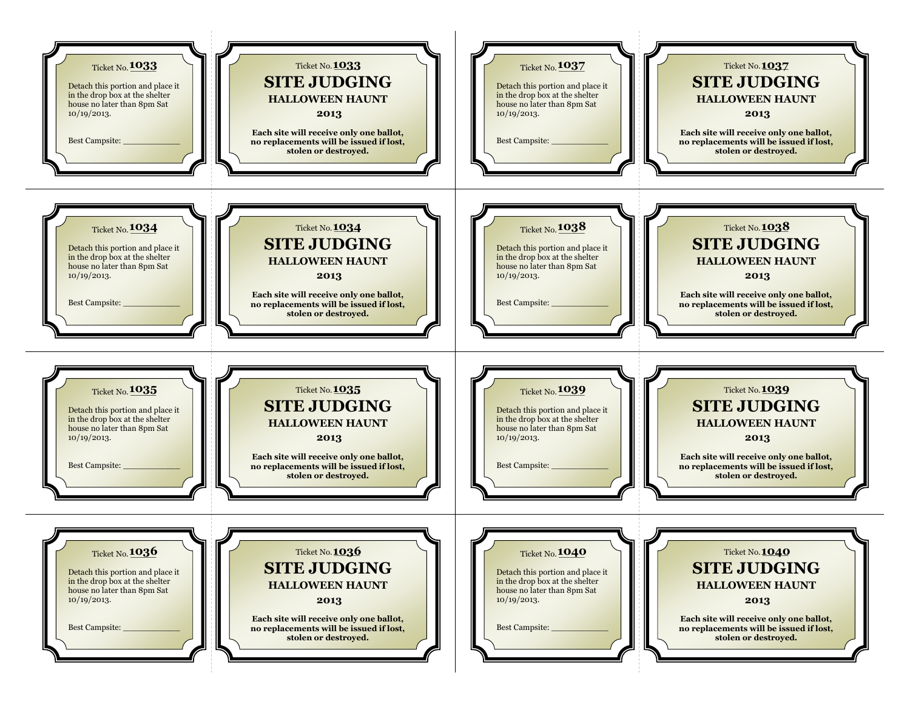Ticket No. **1033**

Detach this portion and place it in the drop box at the shelter house no later than 8pm Sat 10/19/2013.

Best Campsite: ____________

Ticket No. **1033**

**SITE JUDGING**

**HALLOWEEN HAUNT**

**2013**

**Each site will receive only one ballot, no replacements will be issued if lost, stolen or destroyed.**

---

Ticket No. **1034**

Detach this portion and place it in the drop box at the shelter house no later than 8pm Sat 10/19/2013.

Best Campsite: ____________

Ticket No. **1034**

**SITE JUDGING**

**HALLOWEEN HAUNT**

**2013**

**Each site will receive only one ballot, no replacements will be issued if lost, stolen or destroyed.**

---

Ticket No. **1035**

Detach this portion and place it in the drop box at the shelter house no later than 8pm Sat 10/19/2013.

Best Campsite: ____________

Ticket No. **1035**

**SITE JUDGING**

**HALLOWEEN HAUNT**

**2013**

**Each site will receive only one ballot, no replacements will be issued if lost, stolen or destroyed.**

---

Ticket No. **1036**

Detach this portion and place it in the drop box at the shelter house no later than 8pm Sat 10/19/2013.

Best Campsite: ____________

Ticket No. **1036**

**SITE JUDGING**

**HALLOWEEN HAUNT**

**2013**

**Each site will receive only one ballot, no replacements will be issued if lost, stolen or destroyed.**

---

Ticket No. **1037**

Detach this portion and place it in the drop box at the shelter house no later than 8pm Sat 10/19/2013.

Best Campsite: ____________

Ticket No. **1037**

**SITE JUDGING**

**HALLOWEEN HAUNT**

**2013**

**Each site will receive only one ballot, no replacements will be issued if lost, stolen or destroyed.**

---

Ticket No. **1038**

Detach this portion and place it in the drop box at the shelter house no later than 8pm Sat 10/19/2013.

Best Campsite: ____________

Ticket No. **1038**

**SITE JUDGING**

**HALLOWEEN HAUNT**

**2013**

**Each site will receive only one ballot, no replacements will be issued if lost, stolen or destroyed.**

---

Ticket No. **1039**

Detach this portion and place it in the drop box at the shelter house no later than 8pm Sat 10/19/2013.

Best Campsite: ____________

Ticket No. **1039**

**SITE JUDGING**

**HALLOWEEN HAUNT**

**2013**

**Each site will receive only one ballot, no replacements will be issued if lost, stolen or destroyed.**

---

Ticket No. **1040**

Detach this portion and place it in the drop box at the shelter house no later than 8pm Sat 10/19/2013.

Best Campsite: ____________

Ticket No. **1040**

**SITE JUDGING**

**HALLOWEEN HAUNT**

**2013**

**Each site will receive only one ballot, no replacements will be issued if lost, stolen or destroyed.**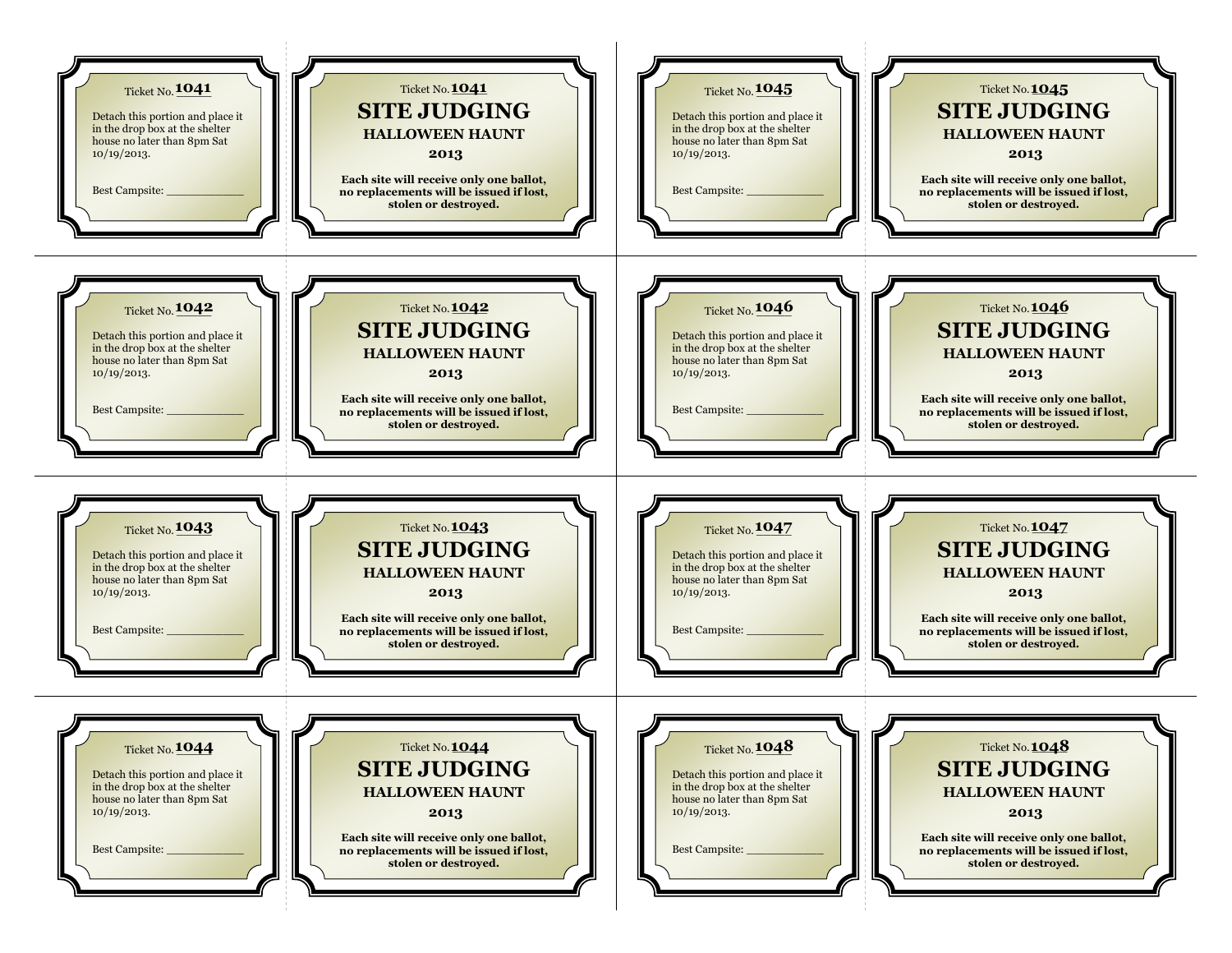Ticket No. **1041**

Detach this portion and place it in the drop box at the shelter house no later than 8pm Sat 10/19/2013.

Best Campsite: ____________

Ticket No. **1041**

**SITE JUDGING**

**HALLOWEEN HAUNT**

**2013**

**Each site will receive only one ballot, no replacements will be issued if lost, stolen or destroyed.**

---

Ticket No. **1042**

Detach this portion and place it in the drop box at the shelter house no later than 8pm Sat 10/19/2013.

Best Campsite: ____________

Ticket No. **1042**

**SITE JUDGING**

**HALLOWEEN HAUNT**

**2013**

**Each site will receive only one ballot, no replacements will be issued if lost, stolen or destroyed.**

---

Ticket No. **1043**

Detach this portion and place it in the drop box at the shelter house no later than 8pm Sat 10/19/2013.

Best Campsite: ____________

Ticket No. **1043**

**SITE JUDGING**

**HALLOWEEN HAUNT**

**2013**

**Each site will receive only one ballot, no replacements will be issued if lost, stolen or destroyed.**

---

Ticket No. **1044**

Detach this portion and place it in the drop box at the shelter house no later than 8pm Sat 10/19/2013.

Best Campsite: ____________

Ticket No. **1044**

**SITE JUDGING**

**HALLOWEEN HAUNT**

**2013**

**Each site will receive only one ballot, no replacements will be issued if lost, stolen or destroyed.**

---

Ticket No. **1045**

Detach this portion and place it in the drop box at the shelter house no later than 8pm Sat 10/19/2013.

Best Campsite: ____________

Ticket No. **1045**

**SITE JUDGING**

**HALLOWEEN HAUNT**

**2013**

**Each site will receive only one ballot, no replacements will be issued if lost, stolen or destroyed.**

---

Ticket No. **1046**

Detach this portion and place it in the drop box at the shelter house no later than 8pm Sat 10/19/2013.

Best Campsite: ____________

Ticket No. **1046**

**SITE JUDGING**

**HALLOWEEN HAUNT**

**2013**

**Each site will receive only one ballot, no replacements will be issued if lost, stolen or destroyed.**

---

Ticket No. **1047**

Detach this portion and place it in the drop box at the shelter house no later than 8pm Sat 10/19/2013.

Best Campsite: ____________

Ticket No. **1047**

**SITE JUDGING**

**HALLOWEEN HAUNT**

**2013**

**Each site will receive only one ballot, no replacements will be issued if lost, stolen or destroyed.**

---

Ticket No. **1048**

Detach this portion and place it in the drop box at the shelter house no later than 8pm Sat 10/19/2013.

Best Campsite: ____________

Ticket No. **1048**

**SITE JUDGING**

**HALLOWEEN HAUNT**

**2013**

**Each site will receive only one ballot, no replacements will be issued if lost, stolen or destroyed.**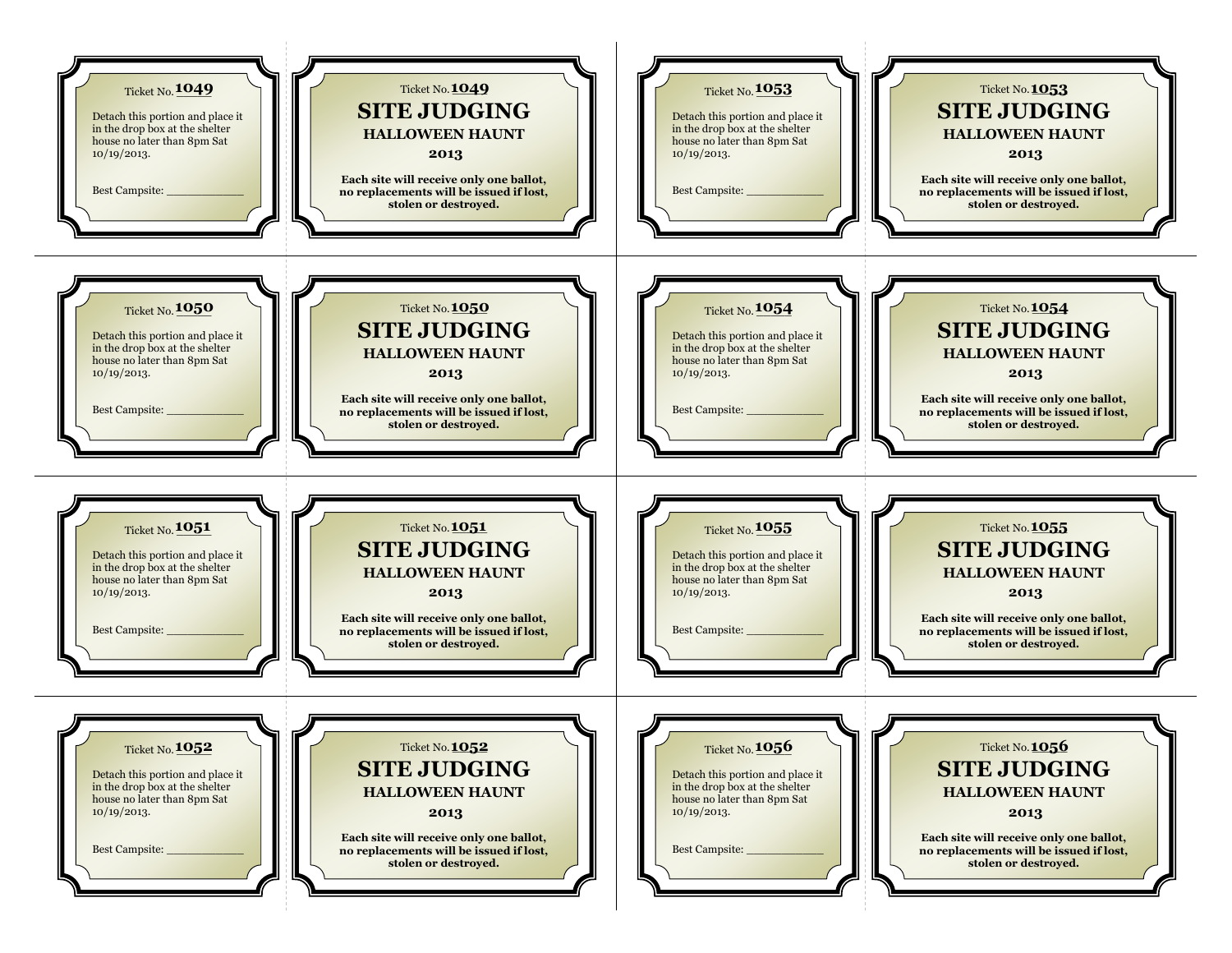Ticket No. **1049**

Detach this portion and place it in the drop box at the shelter house no later than 8pm Sat 10/19/2013.

Best Campsite: ____________

Ticket No. **1049**

**SITE JUDGING**

**HALLOWEEN HAUNT**

**2013**

**Each site will receive only one ballot, no replacements will be issued if lost, stolen or destroyed.**

---

Ticket No. **1050**

Detach this portion and place it in the drop box at the shelter house no later than 8pm Sat 10/19/2013.

Best Campsite: ____________

Ticket No. **1050**

**SITE JUDGING**

**HALLOWEEN HAUNT**

**2013**

**Each site will receive only one ballot, no replacements will be issued if lost, stolen or destroyed.**

---

Ticket No. **1051**

Detach this portion and place it in the drop box at the shelter house no later than 8pm Sat 10/19/2013.

Best Campsite: ____________

Ticket No. **1051**

**SITE JUDGING**

**HALLOWEEN HAUNT**

**2013**

**Each site will receive only one ballot, no replacements will be issued if lost, stolen or destroyed.**

---

Ticket No. **1052**

Detach this portion and place it in the drop box at the shelter house no later than 8pm Sat 10/19/2013.

Best Campsite: ____________

Ticket No. **1052**

**SITE JUDGING**

**HALLOWEEN HAUNT**

**2013**

**Each site will receive only one ballot, no replacements will be issued if lost, stolen or destroyed.**

---

Ticket No. **1053**

Detach this portion and place it in the drop box at the shelter house no later than 8pm Sat 10/19/2013.

Best Campsite: ____________

Ticket No. **1053**

**SITE JUDGING**

**HALLOWEEN HAUNT**

**2013**

**Each site will receive only one ballot, no replacements will be issued if lost, stolen or destroyed.**

---

Ticket No. **1054**

Detach this portion and place it in the drop box at the shelter house no later than 8pm Sat 10/19/2013.

Best Campsite: ____________

Ticket No. **1054**

**SITE JUDGING**

**HALLOWEEN HAUNT**

**2013**

**Each site will receive only one ballot, no replacements will be issued if lost, stolen or destroyed.**

---

Ticket No. **1055**

Detach this portion and place it in the drop box at the shelter house no later than 8pm Sat 10/19/2013.

Best Campsite: ____________

Ticket No. **1055**

**SITE JUDGING**

**HALLOWEEN HAUNT**

**2013**

**Each site will receive only one ballot, no replacements will be issued if lost, stolen or destroyed.**

---

Ticket No. **1056**

Detach this portion and place it in the drop box at the shelter house no later than 8pm Sat 10/19/2013.

Best Campsite: ____________

Ticket No. **1056**

**SITE JUDGING**

**HALLOWEEN HAUNT**

**2013**

**Each site will receive only one ballot, no replacements will be issued if lost, stolen or destroyed.**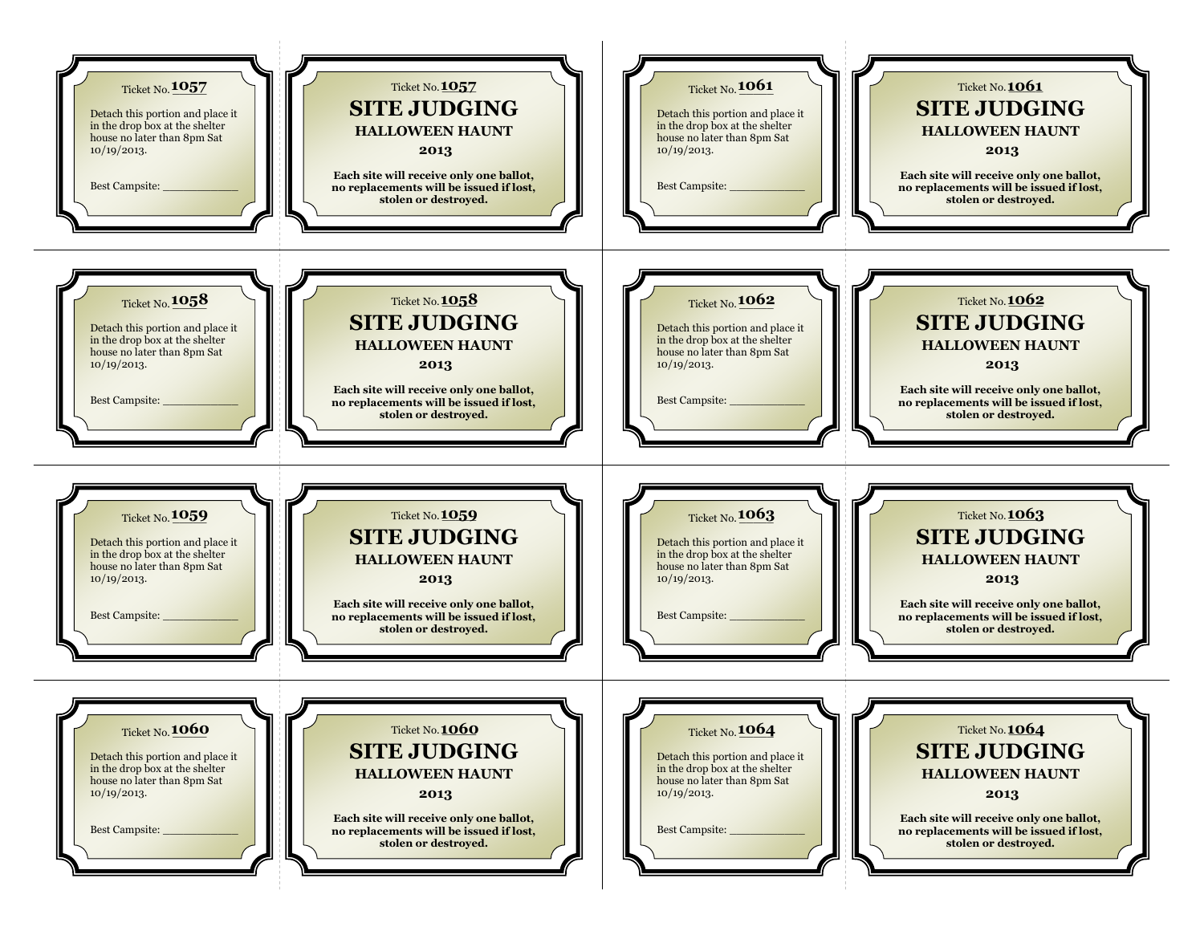Ticket No. **1057**

Detach this portion and place it in the drop box at the shelter house no later than 8pm Sat 10/19/2013.

Best Campsite: ____________

Ticket No. **1057**

**SITE JUDGING**

**HALLOWEEN HAUNT**

**2013**

**Each site will receive only one ballot, no replacements will be issued if lost, stolen or destroyed.**

---

Ticket No. **1061**

Detach this portion and place it in the drop box at the shelter house no later than 8pm Sat 10/19/2013.

Best Campsite: ____________

Ticket No. **1061**

**SITE JUDGING**

**HALLOWEEN HAUNT**

**2013**

**Each site will receive only one ballot, no replacements will be issued if lost, stolen or destroyed.**

---

Ticket No. **1058**

Detach this portion and place it in the drop box at the shelter house no later than 8pm Sat 10/19/2013.

Best Campsite: ____________

Ticket No. **1058**

**SITE JUDGING**

**HALLOWEEN HAUNT**

**2013**

**Each site will receive only one ballot, no replacements will be issued if lost, stolen or destroyed.**

---

Ticket No. **1062**

Detach this portion and place it in the drop box at the shelter house no later than 8pm Sat 10/19/2013.

Best Campsite: ____________

Ticket No. **1062**

**SITE JUDGING**

**HALLOWEEN HAUNT**

**2013**

**Each site will receive only one ballot, no replacements will be issued if lost, stolen or destroyed.**

---

Ticket No. **1059**

Detach this portion and place it in the drop box at the shelter house no later than 8pm Sat 10/19/2013.

Best Campsite: ____________

Ticket No. **1059**

**SITE JUDGING**

**HALLOWEEN HAUNT**

**2013**

**Each site will receive only one ballot, no replacements will be issued if lost, stolen or destroyed.**

---

Ticket No. **1063**

Detach this portion and place it in the drop box at the shelter house no later than 8pm Sat 10/19/2013.

Best Campsite: ____________

Ticket No. **1063**

**SITE JUDGING**

**HALLOWEEN HAUNT**

**2013**

**Each site will receive only one ballot, no replacements will be issued if lost, stolen or destroyed.**

---

Ticket No. **1060**

Detach this portion and place it in the drop box at the shelter house no later than 8pm Sat 10/19/2013.

Best Campsite: ____________

Ticket No. **1060**

**SITE JUDGING**

**HALLOWEEN HAUNT**

**2013**

**Each site will receive only one ballot, no replacements will be issued if lost, stolen or destroyed.**

---

Ticket No. **1064**

Detach this portion and place it in the drop box at the shelter house no later than 8pm Sat 10/19/2013.

Best Campsite: ____________

Ticket No. **1064**

**SITE JUDGING**

**HALLOWEEN HAUNT**

**2013**

**Each site will receive only one ballot, no replacements will be issued if lost, stolen or destroyed.**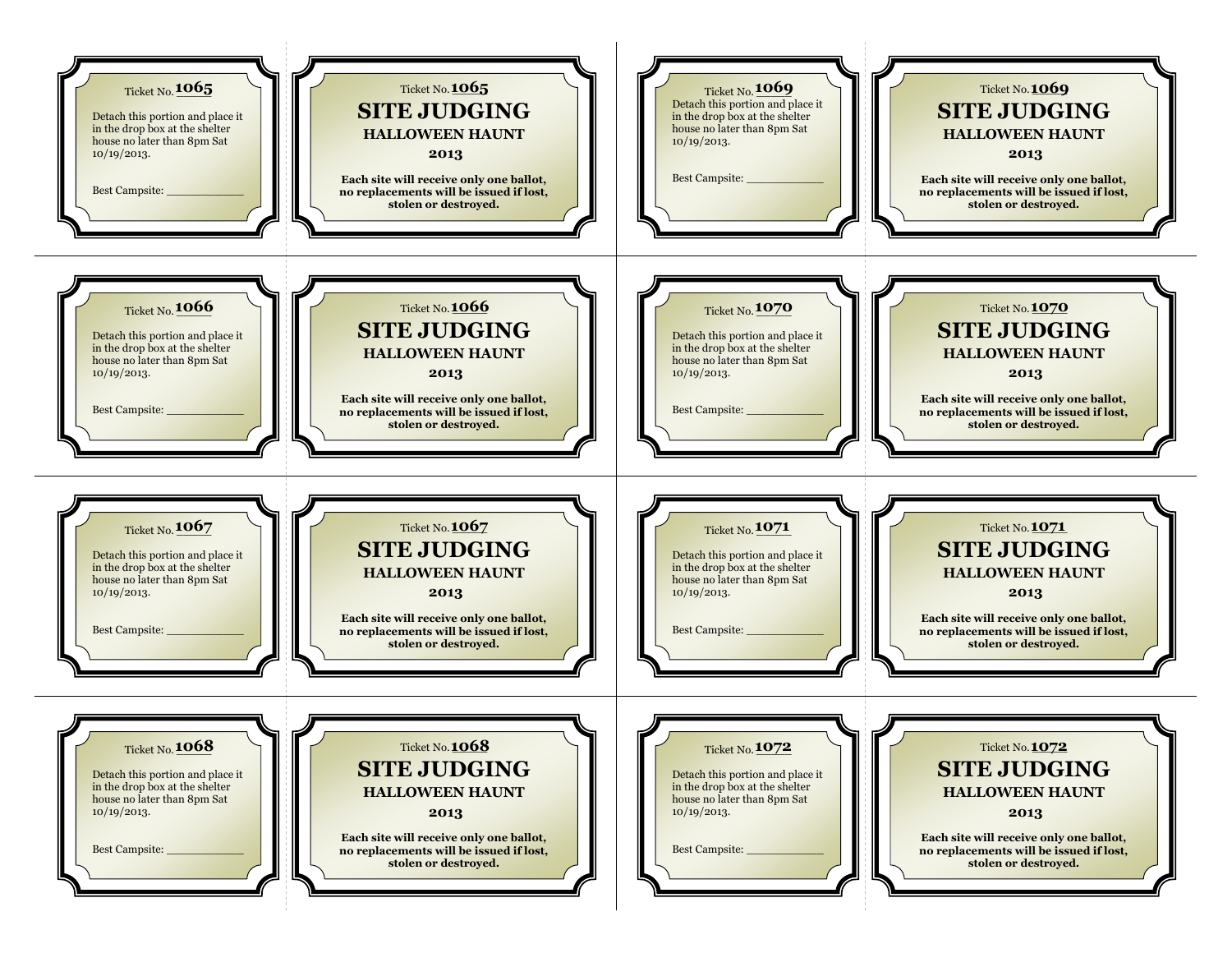Ticket No. **1065**

Detach this portion and place it in the drop box at the shelter house no later than 8pm Sat 10/19/2013.

Best Campsite: ____________

Ticket No. **1065**

**SITE JUDGING**

**HALLOWEEN HAUNT**

**2013**

**Each site will receive only one ballot, no replacements will be issued if lost, stolen or destroyed.**

---

Ticket No. **1066**

Detach this portion and place it in the drop box at the shelter house no later than 8pm Sat 10/19/2013.

Best Campsite: ____________

Ticket No. **1066**

**SITE JUDGING**

**HALLOWEEN HAUNT**

**2013**

**Each site will receive only one ballot, no replacements will be issued if lost, stolen or destroyed.**

---

Ticket No. **1067**

Detach this portion and place it in the drop box at the shelter house no later than 8pm Sat 10/19/2013.

Best Campsite: ____________

Ticket No. **1067**

**SITE JUDGING**

**HALLOWEEN HAUNT**

**2013**

**Each site will receive only one ballot, no replacements will be issued if lost, stolen or destroyed.**

---

Ticket No. **1068**

Detach this portion and place it in the drop box at the shelter house no later than 8pm Sat 10/19/2013.

Best Campsite: ____________

Ticket No. **1068**

**SITE JUDGING**

**HALLOWEEN HAUNT**

**2013**

**Each site will receive only one ballot, no replacements will be issued if lost, stolen or destroyed.**

---

Ticket No. **1069**

Detach this portion and place it in the drop box at the shelter house no later than 8pm Sat 10/19/2013.

Best Campsite: ____________

Ticket No. **1069**

**SITE JUDGING**

**HALLOWEEN HAUNT**

**2013**

**Each site will receive only one ballot, no replacements will be issued if lost, stolen or destroyed.**

---

Ticket No. **1070**

Detach this portion and place it in the drop box at the shelter house no later than 8pm Sat 10/19/2013.

Best Campsite: ____________

Ticket No. **1070**

**SITE JUDGING**

**HALLOWEEN HAUNT**

**2013**

**Each site will receive only one ballot, no replacements will be issued if lost, stolen or destroyed.**

---

Ticket No. **1071**

Detach this portion and place it in the drop box at the shelter house no later than 8pm Sat 10/19/2013.

Best Campsite: ____________

Ticket No. **1071**

**SITE JUDGING**

**HALLOWEEN HAUNT**

**2013**

**Each site will receive only one ballot, no replacements will be issued if lost, stolen or destroyed.**

---

Ticket No. **1072**

Detach this portion and place it in the drop box at the shelter house no later than 8pm Sat 10/19/2013.

Best Campsite: ____________

Ticket No. **1072**

**SITE JUDGING**

**HALLOWEEN HAUNT**

**2013**

**Each site will receive only one ballot, no replacements will be issued if lost, stolen or destroyed.**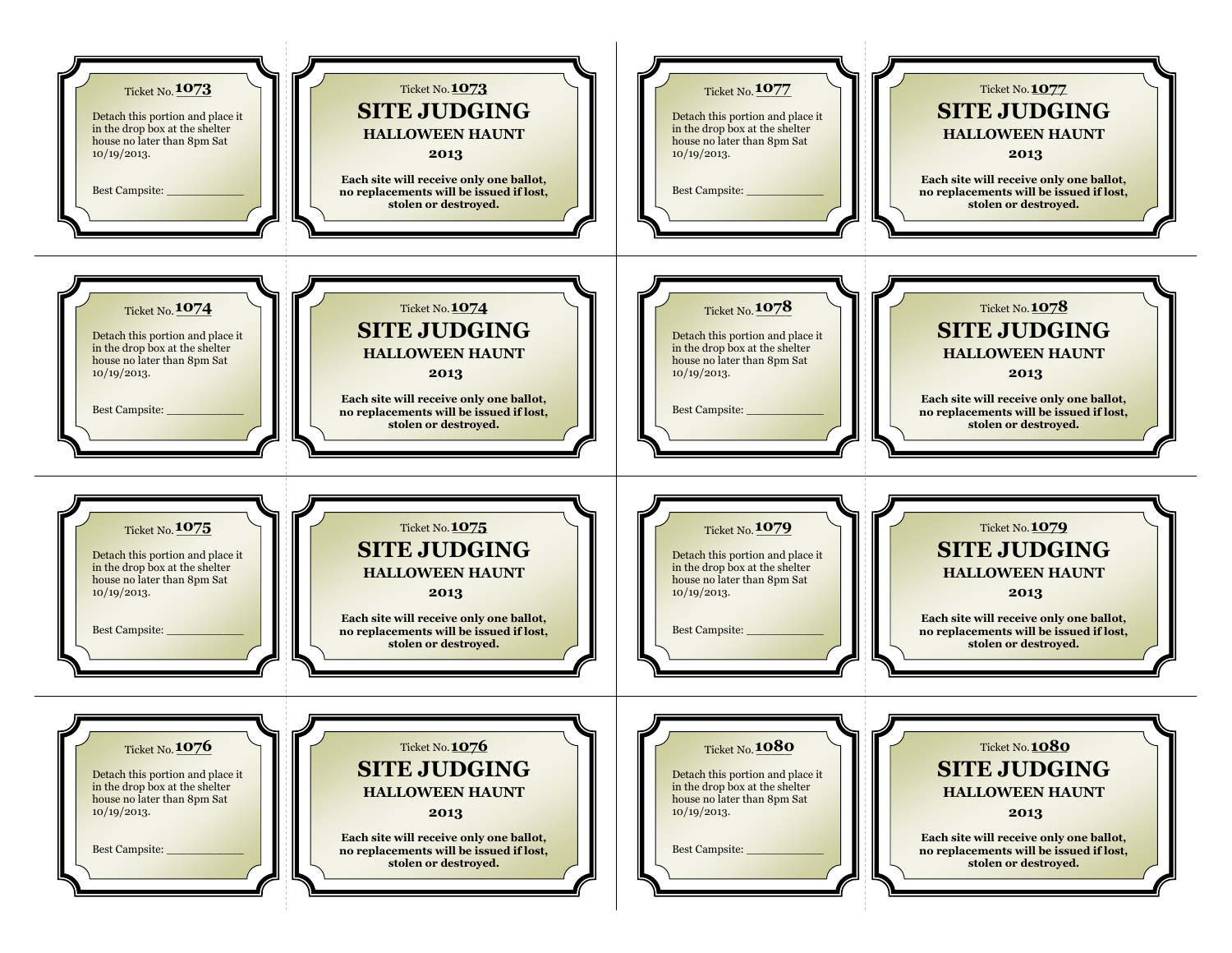Ticket No. **1073**

Detach this portion and place it in the drop box at the shelter house no later than 8pm Sat 10/19/2013.

Best Campsite: ____________

Ticket No. **1073**

**SITE JUDGING**

**HALLOWEEN HAUNT**

**2013**

**Each site will receive only one ballot, no replacements will be issued if lost, stolen or destroyed.**

---

Ticket No. **1074**

Detach this portion and place it in the drop box at the shelter house no later than 8pm Sat 10/19/2013.

Best Campsite: ____________

Ticket No. **1074**

**SITE JUDGING**

**HALLOWEEN HAUNT**

**2013**

**Each site will receive only one ballot, no replacements will be issued if lost, stolen or destroyed.**

---

Ticket No. **1075**

Detach this portion and place it in the drop box at the shelter house no later than 8pm Sat 10/19/2013.

Best Campsite: ____________

Ticket No. **1075**

**SITE JUDGING**

**HALLOWEEN HAUNT**

**2013**

**Each site will receive only one ballot, no replacements will be issued if lost, stolen or destroyed.**

---

Ticket No. **1076**

Detach this portion and place it in the drop box at the shelter house no later than 8pm Sat 10/19/2013.

Best Campsite: ____________

Ticket No. **1076**

**SITE JUDGING**

**HALLOWEEN HAUNT**

**2013**

**Each site will receive only one ballot, no replacements will be issued if lost, stolen or destroyed.**

---

Ticket No. **1077**

Detach this portion and place it in the drop box at the shelter house no later than 8pm Sat 10/19/2013.

Best Campsite: ____________

Ticket No. **1077**

**SITE JUDGING**

**HALLOWEEN HAUNT**

**2013**

**Each site will receive only one ballot, no replacements will be issued if lost, stolen or destroyed.**

---

Ticket No. **1078**

Detach this portion and place it in the drop box at the shelter house no later than 8pm Sat 10/19/2013.

Best Campsite: ____________

Ticket No. **1078**

**SITE JUDGING**

**HALLOWEEN HAUNT**

**2013**

**Each site will receive only one ballot, no replacements will be issued if lost, stolen or destroyed.**

---

Ticket No. **1079**

Detach this portion and place it in the drop box at the shelter house no later than 8pm Sat 10/19/2013.

Best Campsite: ____________

Ticket No. **1079**

**SITE JUDGING**

**HALLOWEEN HAUNT**

**2013**

**Each site will receive only one ballot, no replacements will be issued if lost, stolen or destroyed.**

---

Ticket No. **1080**

Detach this portion and place it in the drop box at the shelter house no later than 8pm Sat 10/19/2013.

Best Campsite: ____________

Ticket No. **1080**

**SITE JUDGING**

**HALLOWEEN HAUNT**

**2013**

**Each site will receive only one ballot, no replacements will be issued if lost, stolen or destroyed.**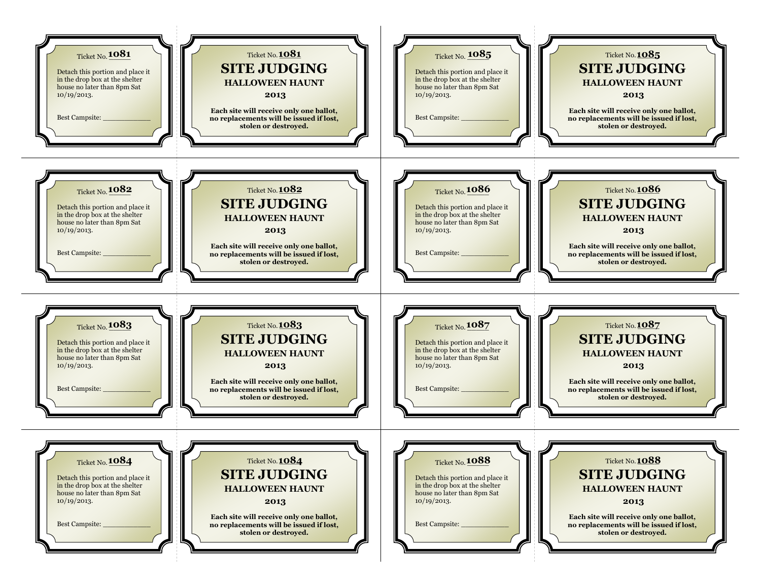Ticket No. 1081

Detach this portion and place it in the drop box at the shelter house no later than 8pm Sat 10/19/2013.

Best Campsite: ____________

Ticket No. 1081

**SITE JUDGING**

**HALLOWEEN HAUNT**

**2013**

**Each site will receive only one ballot, no replacements will be issued if lost, stolen or destroyed.**

---

Ticket No. 1082

Detach this portion and place it in the drop box at the shelter house no later than 8pm Sat 10/19/2013.

Best Campsite: ____________

Ticket No. 1082

**SITE JUDGING**

**HALLOWEEN HAUNT**

**2013**

**Each site will receive only one ballot, no replacements will be issued if lost, stolen or destroyed.**

---

Ticket No. 1083

Detach this portion and place it in the drop box at the shelter house no later than 8pm Sat 10/19/2013.

Best Campsite: ____________

Ticket No. 1083

**SITE JUDGING**

**HALLOWEEN HAUNT**

**2013**

**Each site will receive only one ballot, no replacements will be issued if lost, stolen or destroyed.**

---

Ticket No. 1084

Detach this portion and place it in the drop box at the shelter house no later than 8pm Sat 10/19/2013.

Best Campsite: ____________

Ticket No. 1084

**SITE JUDGING**

**HALLOWEEN HAUNT**

**2013**

**Each site will receive only one ballot, no replacements will be issued if lost, stolen or destroyed.**

---

Ticket No. 1085

Detach this portion and place it in the drop box at the shelter house no later than 8pm Sat 10/19/2013.

Best Campsite: ____________

Ticket No. 1085

**SITE JUDGING**

**HALLOWEEN HAUNT**

**2013**

**Each site will receive only one ballot, no replacements will be issued if lost, stolen or destroyed.**

---

Ticket No. 1086

Detach this portion and place it in the drop box at the shelter house no later than 8pm Sat 10/19/2013.

Best Campsite: ____________

Ticket No. 1086

**SITE JUDGING**

**HALLOWEEN HAUNT**

**2013**

**Each site will receive only one ballot, no replacements will be issued if lost, stolen or destroyed.**

---

Ticket No. 1087

Detach this portion and place it in the drop box at the shelter house no later than 8pm Sat 10/19/2013.

Best Campsite: ____________

Ticket No. 1087

**SITE JUDGING**

**HALLOWEEN HAUNT**

**2013**

**Each site will receive only one ballot, no replacements will be issued if lost, stolen or destroyed.**

---

Ticket No. 1088

Detach this portion and place it in the drop box at the shelter house no later than 8pm Sat 10/19/2013.

Best Campsite: ____________

Ticket No. 1088

**SITE JUDGING**

**HALLOWEEN HAUNT**

**2013**

**Each site will receive only one ballot, no replacements will be issued if lost, stolen or destroyed.**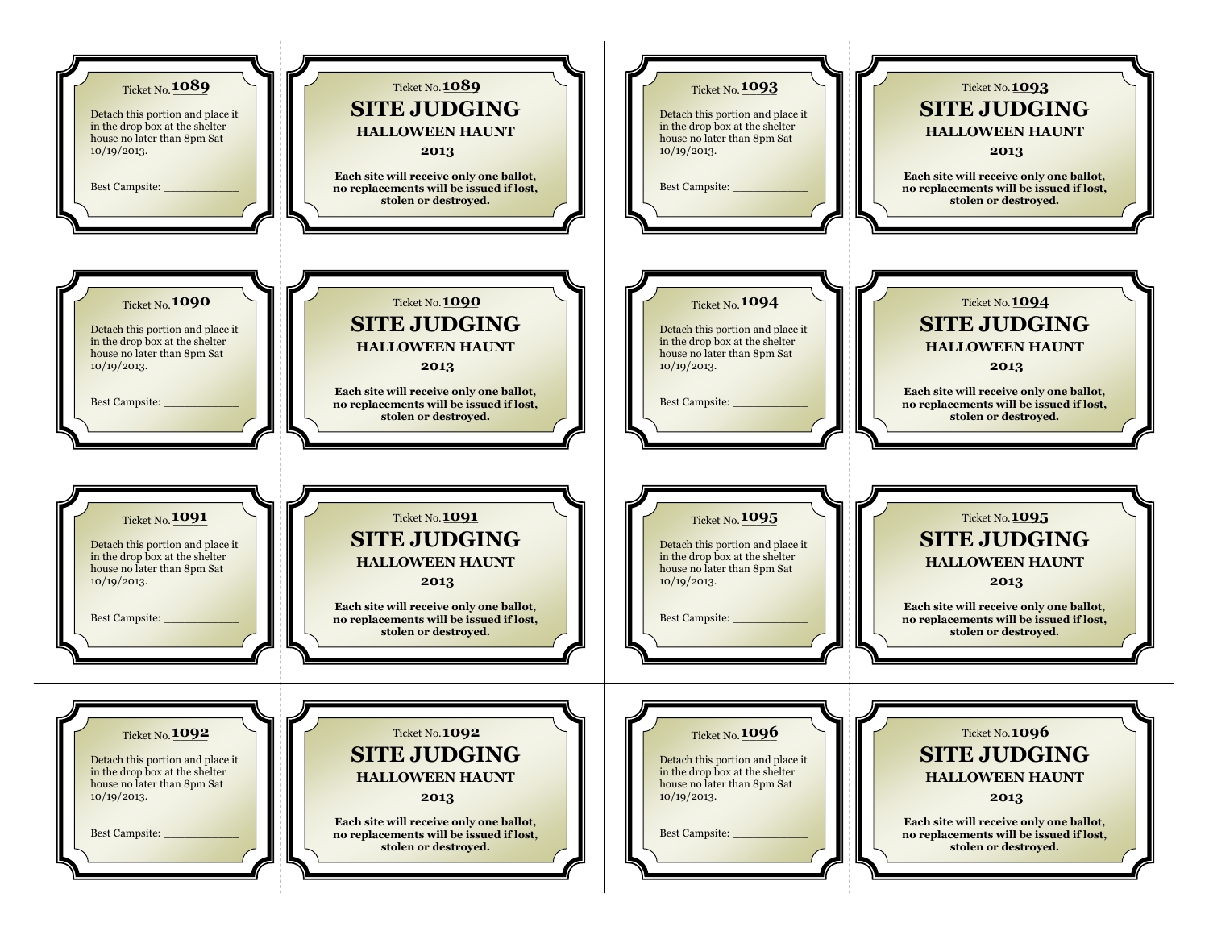Ticket No. **1089**

Detach this portion and place it in the drop box at the shelter house no later than 8pm Sat 10/19/2013.

Best Campsite: ____________

Ticket No. **1089**

**SITE JUDGING**

**HALLOWEEN HAUNT**

**2013**

**Each site will receive only one ballot, no replacements will be issued if lost, stolen or destroyed.**

---

Ticket No. **1090**

Detach this portion and place it in the drop box at the shelter house no later than 8pm Sat 10/19/2013.

Best Campsite: ____________

Ticket No. **1090**

**SITE JUDGING**

**HALLOWEEN HAUNT**

**2013**

**Each site will receive only one ballot, no replacements will be issued if lost, stolen or destroyed.**

---

Ticket No. **1091**

Detach this portion and place it in the drop box at the shelter house no later than 8pm Sat 10/19/2013.

Best Campsite: ____________

Ticket No. **1091**

**SITE JUDGING**

**HALLOWEEN HAUNT**

**2013**

**Each site will receive only one ballot, no replacements will be issued if lost, stolen or destroyed.**

---

Ticket No. **1092**

Detach this portion and place it in the drop box at the shelter house no later than 8pm Sat 10/19/2013.

Best Campsite: ____________

Ticket No. **1092**

**SITE JUDGING**

**HALLOWEEN HAUNT**

**2013**

**Each site will receive only one ballot, no replacements will be issued if lost, stolen or destroyed.**

---

Ticket No. **1093**

Detach this portion and place it in the drop box at the shelter house no later than 8pm Sat 10/19/2013.

Best Campsite: ____________

Ticket No. **1093**

**SITE JUDGING**

**HALLOWEEN HAUNT**

**2013**

**Each site will receive only one ballot, no replacements will be issued if lost, stolen or destroyed.**

---

Ticket No. **1094**

Detach this portion and place it in the drop box at the shelter house no later than 8pm Sat 10/19/2013.

Best Campsite: ____________

Ticket No. **1094**

**SITE JUDGING**

**HALLOWEEN HAUNT**

**2013**

**Each site will receive only one ballot, no replacements will be issued if lost, stolen or destroyed.**

---

Ticket No. **1095**

Detach this portion and place it in the drop box at the shelter house no later than 8pm Sat 10/19/2013.

Best Campsite: ____________

Ticket No. **1095**

**SITE JUDGING**

**HALLOWEEN HAUNT**

**2013**

**Each site will receive only one ballot, no replacements will be issued if lost, stolen or destroyed.**

---

Ticket No. **1096**

Detach this portion and place it in the drop box at the shelter house no later than 8pm Sat 10/19/2013.

Best Campsite: ____________

Ticket No. **1096**

**SITE JUDGING**

**HALLOWEEN HAUNT**

**2013**

**Each site will receive only one ballot, no replacements will be issued if lost, stolen or destroyed.**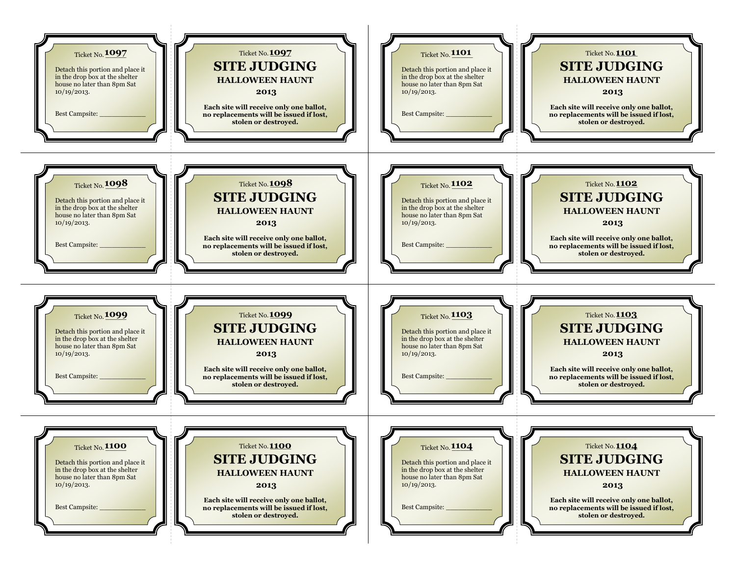Ticket No. **1097**

Detach this portion and place it in the drop box at the shelter house no later than 8pm Sat 10/19/2013.

Best Campsite: ____________

Ticket No. **1097**

**SITE JUDGING**

**HALLOWEEN HAUNT**

**2013**

**Each site will receive only one ballot, no replacements will be issued if lost, stolen or destroyed.**

---

Ticket No. **1098**

Detach this portion and place it in the drop box at the shelter house no later than 8pm Sat 10/19/2013.

Best Campsite: ____________

Ticket No. **1098**

**SITE JUDGING**

**HALLOWEEN HAUNT**

**2013**

**Each site will receive only one ballot, no replacements will be issued if lost, stolen or destroyed.**

---

Ticket No. **1099**

Detach this portion and place it in the drop box at the shelter house no later than 8pm Sat 10/19/2013.

Best Campsite: ____________

Ticket No. **1099**

**SITE JUDGING**

**HALLOWEEN HAUNT**

**2013**

**Each site will receive only one ballot, no replacements will be issued if lost, stolen or destroyed.**

---

Ticket No. **1100**

Detach this portion and place it in the drop box at the shelter house no later than 8pm Sat 10/19/2013.

Best Campsite: ____________

Ticket No. **1100**

**SITE JUDGING**

**HALLOWEEN HAUNT**

**2013**

**Each site will receive only one ballot, no replacements will be issued if lost, stolen or destroyed.**

---

Ticket No. **1101**

Detach this portion and place it in the drop box at the shelter house no later than 8pm Sat 10/19/2013.

Best Campsite: ____________

Ticket No. **1101**

**SITE JUDGING**

**HALLOWEEN HAUNT**

**2013**

**Each site will receive only one ballot, no replacements will be issued if lost, stolen or destroyed.**

---

Ticket No. **1102**

Detach this portion and place it in the drop box at the shelter house no later than 8pm Sat 10/19/2013.

Best Campsite: ____________

Ticket No. **1102**

**SITE JUDGING**

**HALLOWEEN HAUNT**

**2013**

**Each site will receive only one ballot, no replacements will be issued if lost, stolen or destroyed.**

---

Ticket No. **1103**

Detach this portion and place it in the drop box at the shelter house no later than 8pm Sat 10/19/2013.

Best Campsite: ____________

Ticket No. **1103**

**SITE JUDGING**

**HALLOWEEN HAUNT**

**2013**

**Each site will receive only one ballot, no replacements will be issued if lost, stolen or destroyed.**

---

Ticket No. **1104**

Detach this portion and place it in the drop box at the shelter house no later than 8pm Sat 10/19/2013.

Best Campsite: ____________

Ticket No. **1104**

**SITE JUDGING**

**HALLOWEEN HAUNT**

**2013**

**Each site will receive only one ballot, no replacements will be issued if lost, stolen or destroyed.**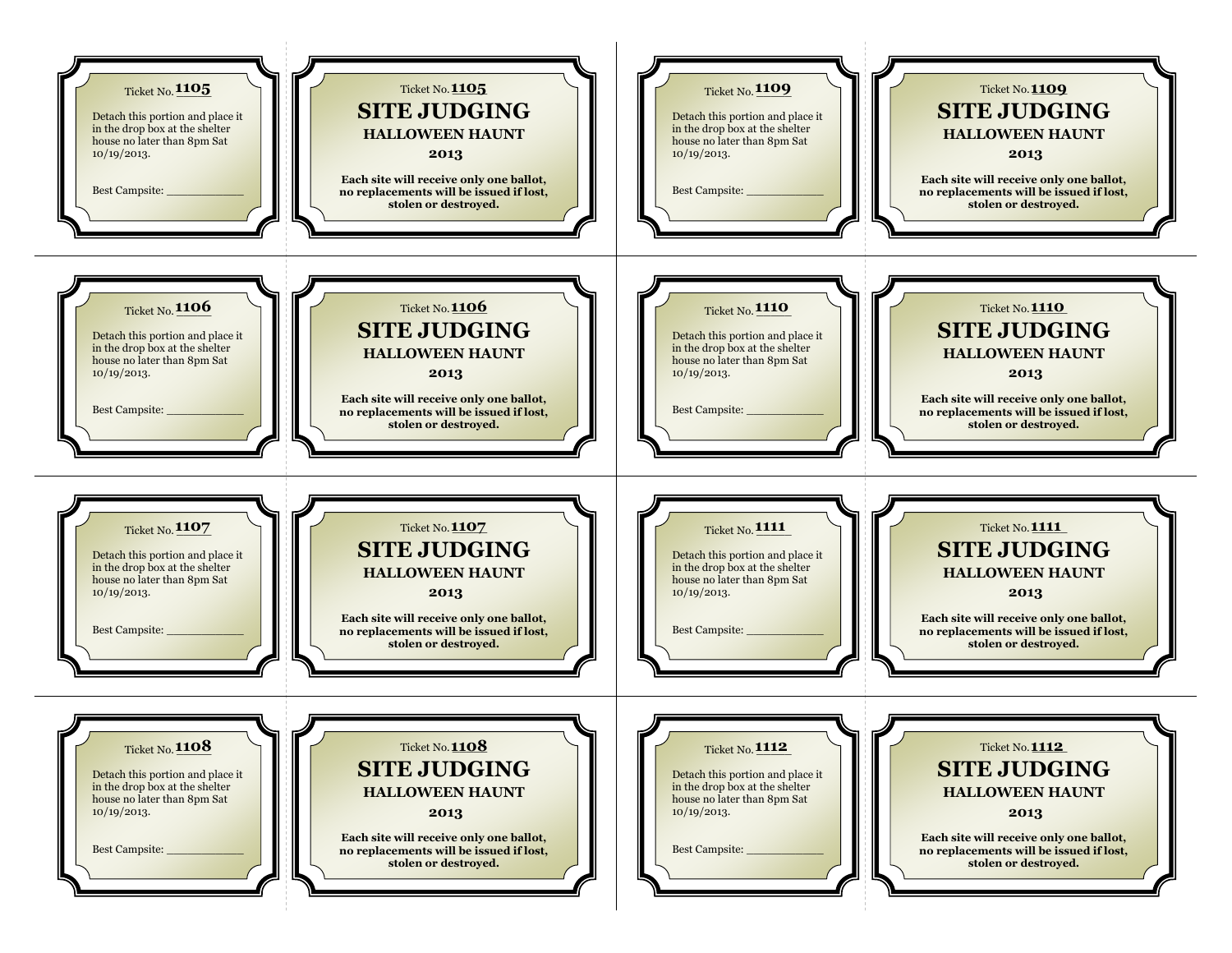Ticket No. 1105

Detach this portion and place it in the drop box at the shelter house no later than 8pm Sat 10/19/2013.

Best Campsite: ____________

Ticket No. 1105

**SITE JUDGING**

**HALLOWEEN HAUNT**

**2013**

**Each site will receive only one ballot, no replacements will be issued if lost, stolen or destroyed.**

---

Ticket No. 1106

Detach this portion and place it in the drop box at the shelter house no later than 8pm Sat 10/19/2013.

Best Campsite: ____________

Ticket No. 1106

**SITE JUDGING**

**HALLOWEEN HAUNT**

**2013**

**Each site will receive only one ballot, no replacements will be issued if lost, stolen or destroyed.**

---

Ticket No. 1107

Detach this portion and place it in the drop box at the shelter house no later than 8pm Sat 10/19/2013.

Best Campsite: ____________

Ticket No. 1107

**SITE JUDGING**

**HALLOWEEN HAUNT**

**2013**

**Each site will receive only one ballot, no replacements will be issued if lost, stolen or destroyed.**

---

Ticket No. 1108

Detach this portion and place it in the drop box at the shelter house no later than 8pm Sat 10/19/2013.

Best Campsite: ____________

Ticket No. 1108

**SITE JUDGING**

**HALLOWEEN HAUNT**

**2013**

**Each site will receive only one ballot, no replacements will be issued if lost, stolen or destroyed.**

---

Ticket No. 1109

Detach this portion and place it in the drop box at the shelter house no later than 8pm Sat 10/19/2013.

Best Campsite: ____________

Ticket No. 1109

**SITE JUDGING**

**HALLOWEEN HAUNT**

**2013**

**Each site will receive only one ballot, no replacements will be issued if lost, stolen or destroyed.**

---

Ticket No. 1110

Detach this portion and place it in the drop box at the shelter house no later than 8pm Sat 10/19/2013.

Best Campsite: ____________

Ticket No. 1110

**SITE JUDGING**

**HALLOWEEN HAUNT**

**2013**

**Each site will receive only one ballot, no replacements will be issued if lost, stolen or destroyed.**

---

Ticket No. 1111

Detach this portion and place it in the drop box at the shelter house no later than 8pm Sat 10/19/2013.

Best Campsite: ____________

Ticket No. 1111

**SITE JUDGING**

**HALLOWEEN HAUNT**

**2013**

**Each site will receive only one ballot, no replacements will be issued if lost, stolen or destroyed.**

---

Ticket No. 1112

Detach this portion and place it in the drop box at the shelter house no later than 8pm Sat 10/19/2013.

Best Campsite: ____________

Ticket No. 1112

**SITE JUDGING**

**HALLOWEEN HAUNT**

**2013**

**Each site will receive only one ballot, no replacements will be issued if lost, stolen or destroyed.**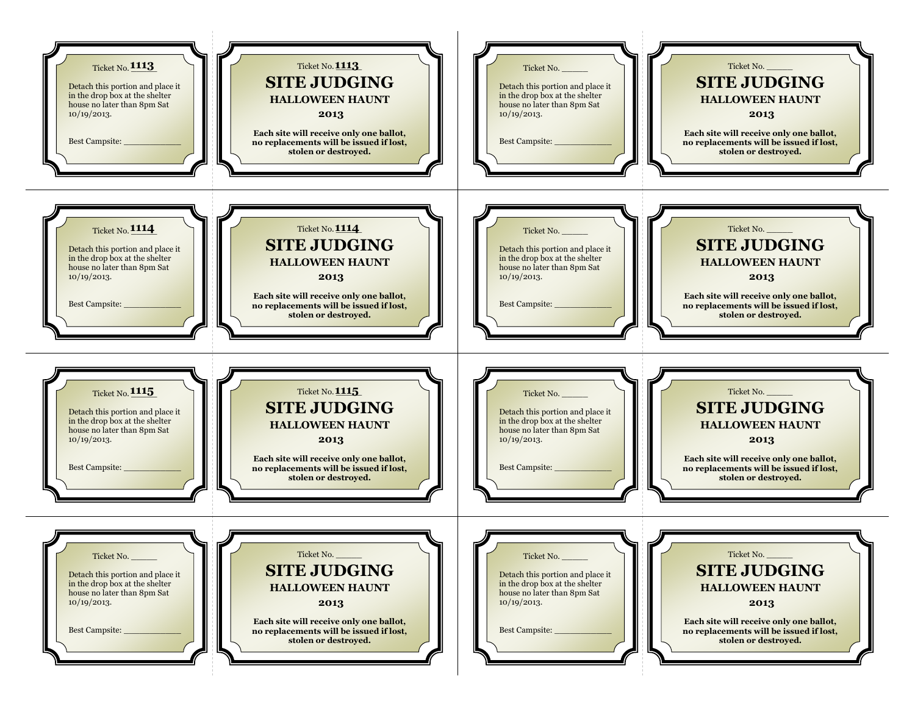Ticket No. 1113

Detach this portion and place it in the drop box at the shelter house no later than 8pm Sat 10/19/2013.

Best Campsite: ____________

Ticket No. 1113

## SITE JUDGING

### HALLOWEEN HAUNT

### 2013

**Each site will receive only one ballot, no replacements will be issued if lost, stolen or destroyed.**

---

Ticket No. ______

Detach this portion and place it in the drop box at the shelter house no later than 8pm Sat 10/19/2013.

Best Campsite: ____________

Ticket No. ______

## SITE JUDGING

### HALLOWEEN HAUNT

### 2013

**Each site will receive only one ballot, no replacements will be issued if lost, stolen or destroyed.**

---

Ticket No. 1114

Detach this portion and place it in the drop box at the shelter house no later than 8pm Sat 10/19/2013.

Best Campsite: ____________

Ticket No. 1114

## SITE JUDGING

### HALLOWEEN HAUNT

### 2013

**Each site will receive only one ballot, no replacements will be issued if lost, stolen or destroyed.**

---

Ticket No. ______

Detach this portion and place it in the drop box at the shelter house no later than 8pm Sat 10/19/2013.

Best Campsite: ____________

Ticket No. ______

## SITE JUDGING

### HALLOWEEN HAUNT

### 2013

**Each site will receive only one ballot, no replacements will be issued if lost, stolen or destroyed.**

---

Ticket No. 1115

Detach this portion and place it in the drop box at the shelter house no later than 8pm Sat 10/19/2013.

Best Campsite: ____________

Ticket No. 1115

## SITE JUDGING

### HALLOWEEN HAUNT

### 2013

**Each site will receive only one ballot, no replacements will be issued if lost, stolen or destroyed.**

---

Ticket No. ______

Detach this portion and place it in the drop box at the shelter house no later than 8pm Sat 10/19/2013.

Best Campsite: ____________

Ticket No. ______

## SITE JUDGING

### HALLOWEEN HAUNT

### 2013

**Each site will receive only one ballot, no replacements will be issued if lost, stolen or destroyed.**

---

Ticket No. ______

Detach this portion and place it in the drop box at the shelter house no later than 8pm Sat 10/19/2013.

Best Campsite: ____________

Ticket No. ______

## SITE JUDGING

### HALLOWEEN HAUNT

### 2013

**Each site will receive only one ballot, no replacements will be issued if lost, stolen or destroyed.**

---

Ticket No. ______

Detach this portion and place it in the drop box at the shelter house no later than 8pm Sat 10/19/2013.

Best Campsite: ____________

Ticket No. ______

## SITE JUDGING

### HALLOWEEN HAUNT

### 2013

**Each site will receive only one ballot, no replacements will be issued if lost, stolen or destroyed.**